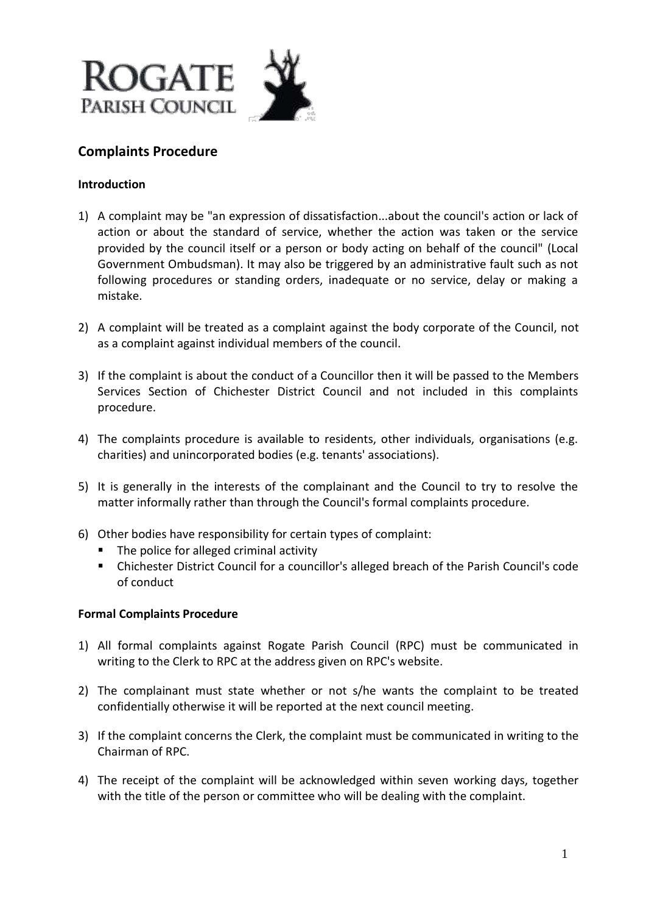# ROGATE PARISH COUNCIL

## Complaints Procedure

### Introduction

1) A complaint may be "an expression of dissatisfaction...about the council's action or lack of action or about the standard of service, whether the action was taken or the service provided by the council itself or a person or body acting on behalf of the council" (Local Government Ombudsman). It may also be triggered by an administrative fault such as not following procedures or standing orders, inadequate or no service, delay or making a mistake.

2) A complaint will be treated as a complaint against the body corporate of the Council, not as a complaint against individual members of the council.

3) If the complaint is about the conduct of a Councillor then it will be passed to the Members Services Section of Chichester District Council and not included in this complaints procedure.

4) The complaints procedure is available to residents, other individuals, organisations (e.g. charities) and unincorporated bodies (e.g. tenants' associations).

5) It is generally in the interests of the complainant and the Council to try to resolve the matter informally rather than through the Council's formal complaints procedure.

6) Other bodies have responsibility for certain types of complaint:
   - The police for alleged criminal activity
   - Chichester District Council for a councillor's alleged breach of the Parish Council's code of conduct

### Formal Complaints Procedure

1) All formal complaints against Rogate Parish Council (RPC) must be communicated in writing to the Clerk to RPC at the address given on RPC's website.

2) The complainant must state whether or not s/he wants the complaint to be treated confidentially otherwise it will be reported at the next council meeting.

3) If the complaint concerns the Clerk, the complaint must be communicated in writing to the Chairman of RPC.

4) The receipt of the complaint will be acknowledged within seven working days, together with the title of the person or committee who will be dealing with the complaint.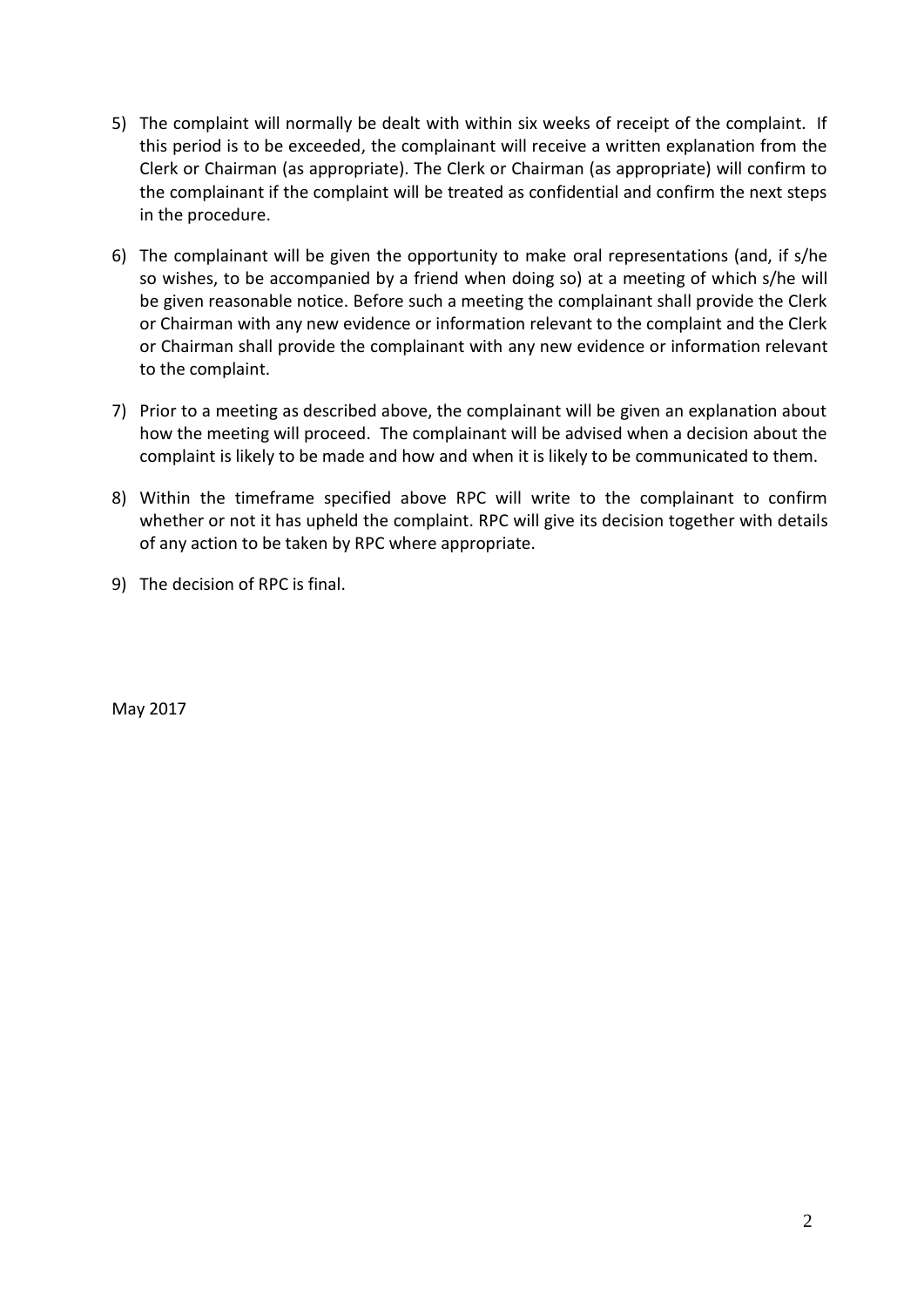5) The complaint will normally be dealt with within six weeks of receipt of the complaint. If this period is to be exceeded, the complainant will receive a written explanation from the Clerk or Chairman (as appropriate). The Clerk or Chairman (as appropriate) will confirm to the complainant if the complaint will be treated as confidential and confirm the next steps in the procedure.

6) The complainant will be given the opportunity to make oral representations (and, if s/he so wishes, to be accompanied by a friend when doing so) at a meeting of which s/he will be given reasonable notice. Before such a meeting the complainant shall provide the Clerk or Chairman with any new evidence or information relevant to the complaint and the Clerk or Chairman shall provide the complainant with any new evidence or information relevant to the complaint.

7) Prior to a meeting as described above, the complainant will be given an explanation about how the meeting will proceed. The complainant will be advised when a decision about the complaint is likely to be made and how and when it is likely to be communicated to them.

8) Within the timeframe specified above RPC will write to the complainant to confirm whether or not it has upheld the complaint. RPC will give its decision together with details of any action to be taken by RPC where appropriate.

9) The decision of RPC is final.

May 2017